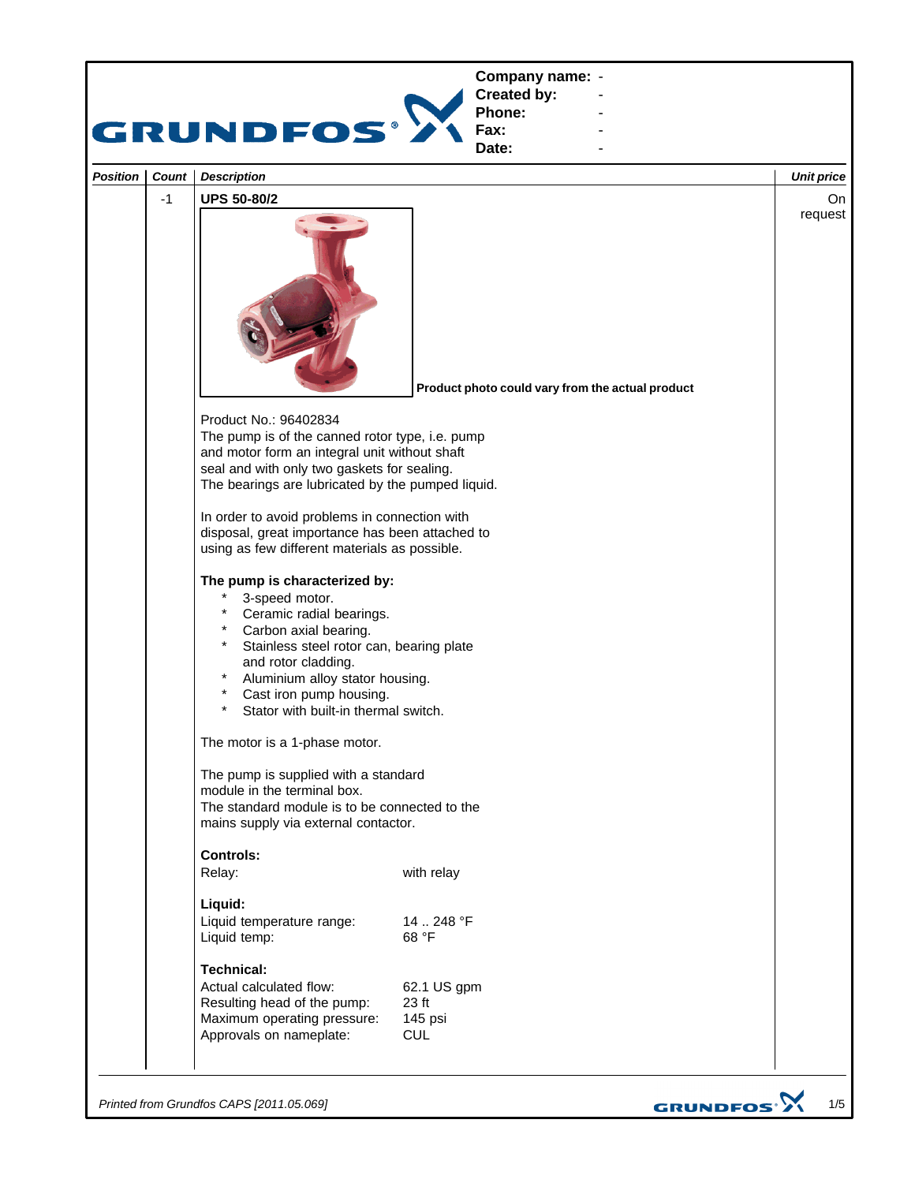| Company name: | - |
|---|---|
| Created by: | - |
| Phone: | - |
| Fax: | - |
| Date: | - |

| Position | Count | Description | Unit price |
|---|---|---|---|
| | -1 | **UPS 50-80/2** | On request |

**Product photo could vary from the actual product**

Product No.: 96402834
The pump is of the canned rotor type, i.e. pump and motor form an integral unit without shaft seal and with only two gaskets for sealing.
The bearings are lubricated by the pumped liquid.

In order to avoid problems in connection with disposal, great importance has been attached to using as few different materials as possible.

**The pump is characterized by:**

- 3-speed motor.
- Ceramic radial bearings.
- Carbon axial bearing.
- Stainless steel rotor can, bearing plate and rotor cladding.
- Aluminium alloy stator housing.
- Cast iron pump housing.
- Stator with built-in thermal switch.

The motor is a 1-phase motor.

The pump is supplied with a standard module in the terminal box.
The standard module is to be connected to the mains supply via external contactor.

**Controls:**

| | |
|---|---|
| Relay: | with relay |

**Liquid:**

| | |
|---|---|
| Liquid temperature range: | 14 .. 248 °F |
| Liquid temp: | 68 °F |

**Technical:**

| | |
|---|---|
| Actual calculated flow: | 62.1 US gpm |
| Resulting head of the pump: | 23 ft |
| Maximum operating pressure: | 145 psi |
| Approvals on nameplate: | CUL |

*Printed from Grundfos CAPS [2011.05.069]*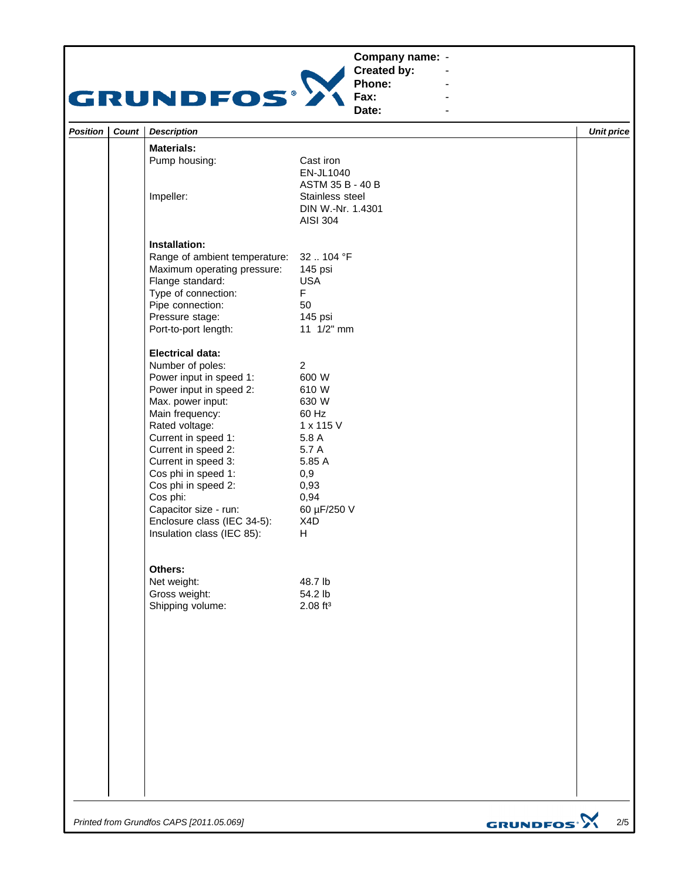**Company name:** -
**Created by:** -
**Phone:** -
**Fax:** -
**Date:** -

| Position | Count | Description | Unit price |
|---|---|---|---|
| | | **Materials:** | |
| | | Pump housing: Cast iron<br>EN-JL1040<br>ASTM 35 B - 40 B | |
| | | Impeller: Stainless steel<br>DIN W.-Nr. 1.4301<br>AISI 304 | |
| | | **Installation:** | |
| | | Range of ambient temperature: 32 .. 104 °F | |
| | | Maximum operating pressure: 145 psi | |
| | | Flange standard: USA | |
| | | Type of connection: F | |
| | | Pipe connection: 50 | |
| | | Pressure stage: 145 psi | |
| | | Port-to-port length: 11 1/2" mm | |
| | | **Electrical data:** | |
| | | Number of poles: 2 | |
| | | Power input in speed 1: 600 W | |
| | | Power input in speed 2: 610 W | |
| | | Max. power input: 630 W | |
| | | Main frequency: 60 Hz | |
| | | Rated voltage: 1 x 115 V | |
| | | Current in speed 1: 5.8 A | |
| | | Current in speed 2: 5.7 A | |
| | | Current in speed 3: 5.85 A | |
| | | Cos phi in speed 1: 0,9 | |
| | | Cos phi in speed 2: 0,93 | |
| | | Cos phi: 0,94 | |
| | | Capacitor size - run: 60 µF/250 V | |
| | | Enclosure class (IEC 34-5): X4D | |
| | | Insulation class (IEC 85): H | |
| | | **Others:** | |
| | | Net weight: 48.7 lb | |
| | | Gross weight: 54.2 lb | |
| | | Shipping volume: 2.08 ft³ | |

*Printed from Grundfos CAPS [2011.05.069]*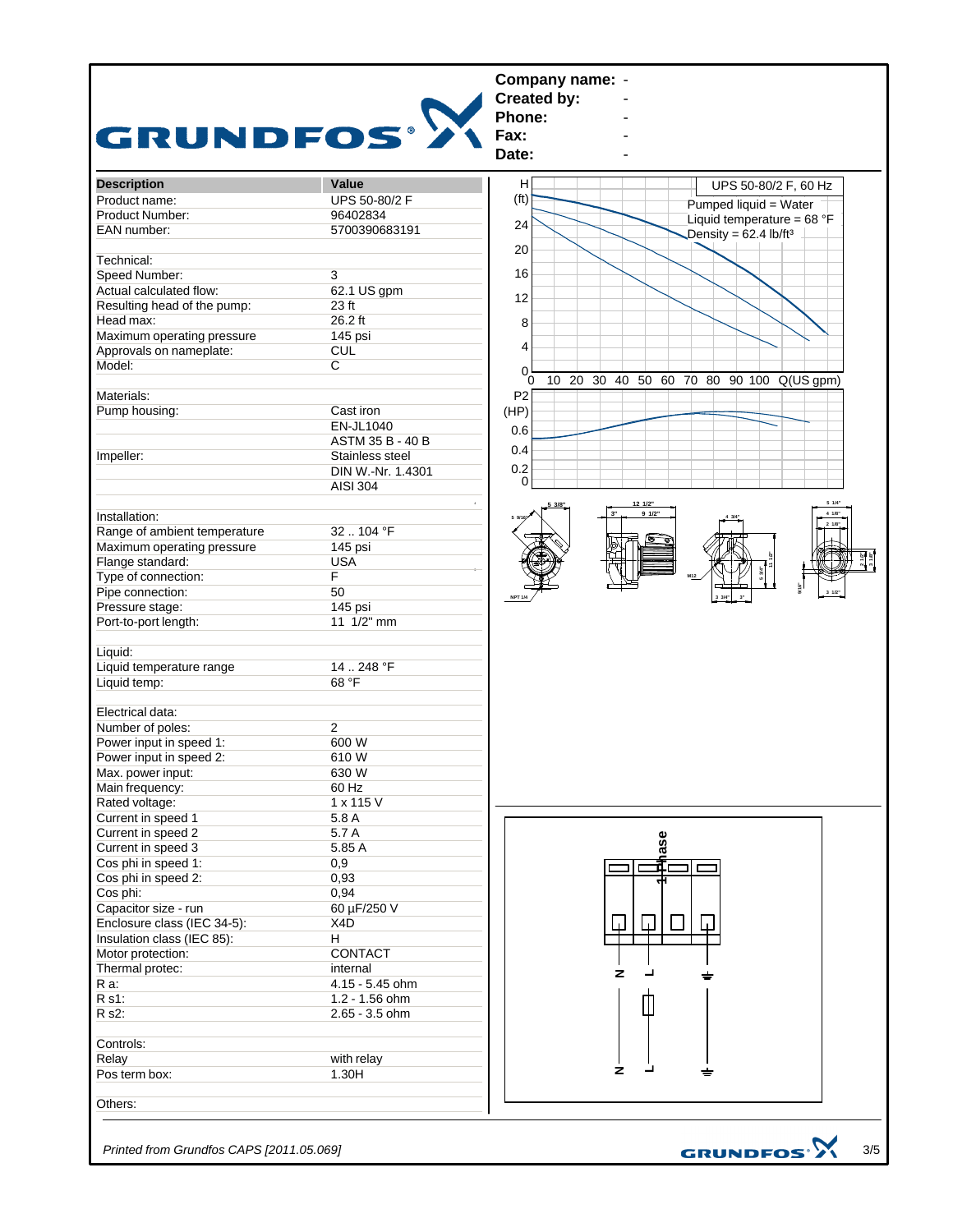**Company name:** -
**Created by:** -
**Phone:** -
**Fax:** -
**Date:** -

| Description | Value |
|---|---|
| Product name: | UPS 50-80/2 F |
| Product Number: | 96402834 |
| EAN number: | 5700390683191 |
| | |
| Technical: | |
| Speed Number: | 3 |
| Actual calculated flow: | 62.1 US gpm |
| Resulting head of the pump: | 23 ft |
| Head max: | 26.2 ft |
| Maximum operating pressure | 145 psi |
| Approvals on nameplate: | CUL |
| Model: | C |
| | |
| Materials: | |
| Pump housing: | Cast iron |
| | EN-JL1040 |
| | ASTM 35 B - 40 B |
| Impeller: | Stainless steel |
| | DIN W.-Nr. 1.4301 |
| | AISI 304 |
| | |
| Installation: | |
| Range of ambient temperature | 32 .. 104 °F |
| Maximum operating pressure | 145 psi |
| Flange standard: | USA |
| Type of connection: | F |
| Pipe connection: | 50 |
| Pressure stage: | 145 psi |
| Port-to-port length: | 11 1/2" mm |
| | |
| Liquid: | |
| Liquid temperature range | 14 .. 248 °F |
| Liquid temp: | 68 °F |
| | |
| Electrical data: | |
| Number of poles: | 2 |
| Power input in speed 1: | 600 W |
| Power input in speed 2: | 610 W |
| Max. power input: | 630 W |
| Main frequency: | 60 Hz |
| Rated voltage: | 1 x 115 V |
| Current in speed 1 | 5.8 A |
| Current in speed 2 | 5.7 A |
| Current in speed 3 | 5.85 A |
| Cos phi in speed 1: | 0,9 |
| Cos phi in speed 2: | 0,93 |
| Cos phi: | 0,94 |
| Capacitor size - run | 60 µF/250 V |
| Enclosure class (IEC 34-5): | X4D |
| Insulation class (IEC 85): | H |
| Motor protection: | CONTACT |
| Thermal protec: | internal |
| R a: | 4.15 - 5.45 ohm |
| R s1: | 1.2 - 1.56 ohm |
| R s2: | 2.65 - 3.5 ohm |
| | |
| Controls: | |
| Relay | with relay |
| Pos term box: | 1.30H |
| | |
| Others: | |

UPS 50-80/2 F, 60 Hz
Pumped liquid = Water
Liquid temperature = 68 °F
Density = 62.4 lb/ft³

*Printed from Grundfos CAPS [2011.05.069]*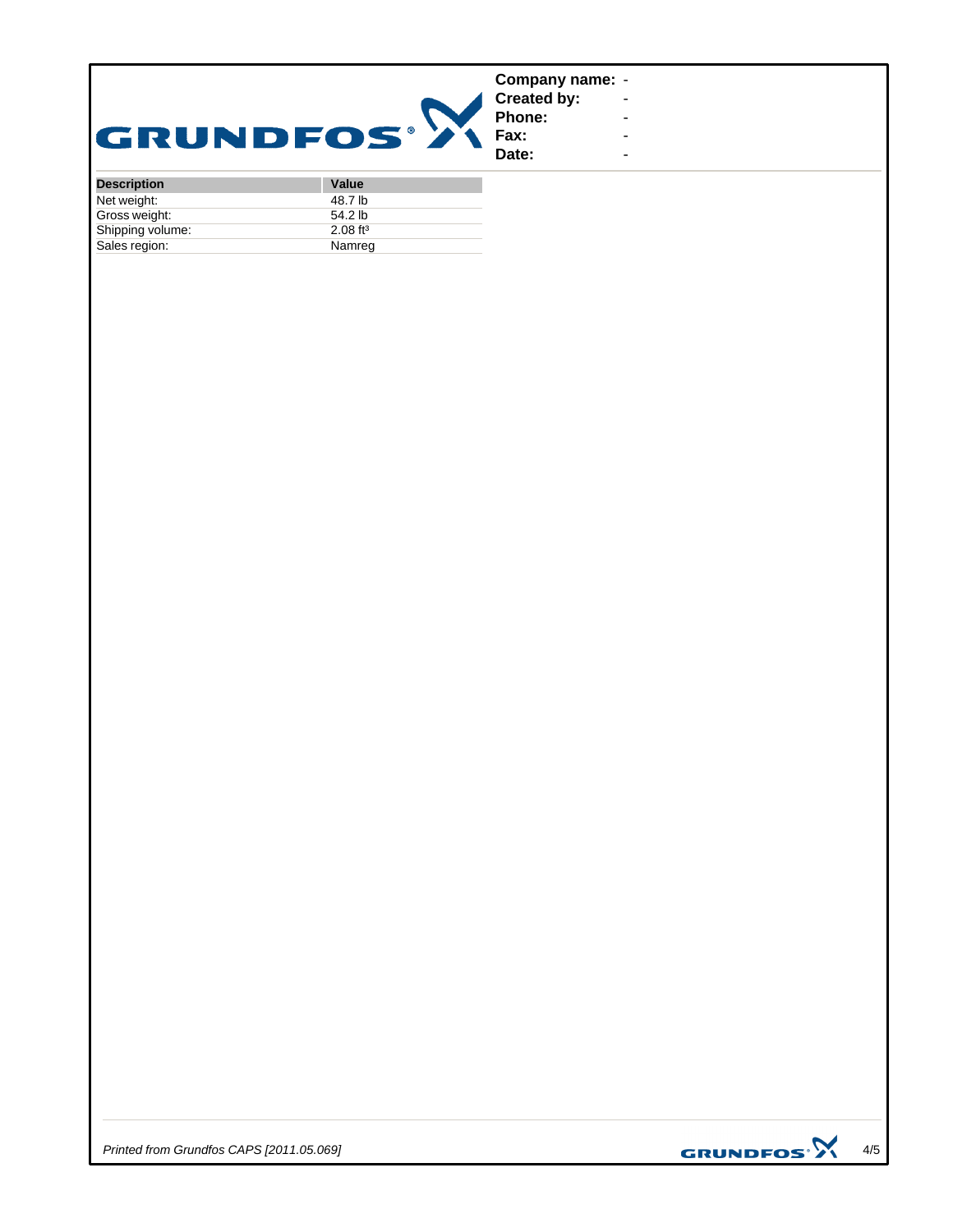**Company name:** -
**Created by:** -
**Phone:** -
**Fax:** -
**Date:** -

| Description | Value |
|---|---|
| Net weight: | 48.7 lb |
| Gross weight: | 54.2 lb |
| Shipping volume: | 2.08 $ft^3$ |
| Sales region: | Namreg |

*Printed from Grundfos CAPS [2011.05.069]*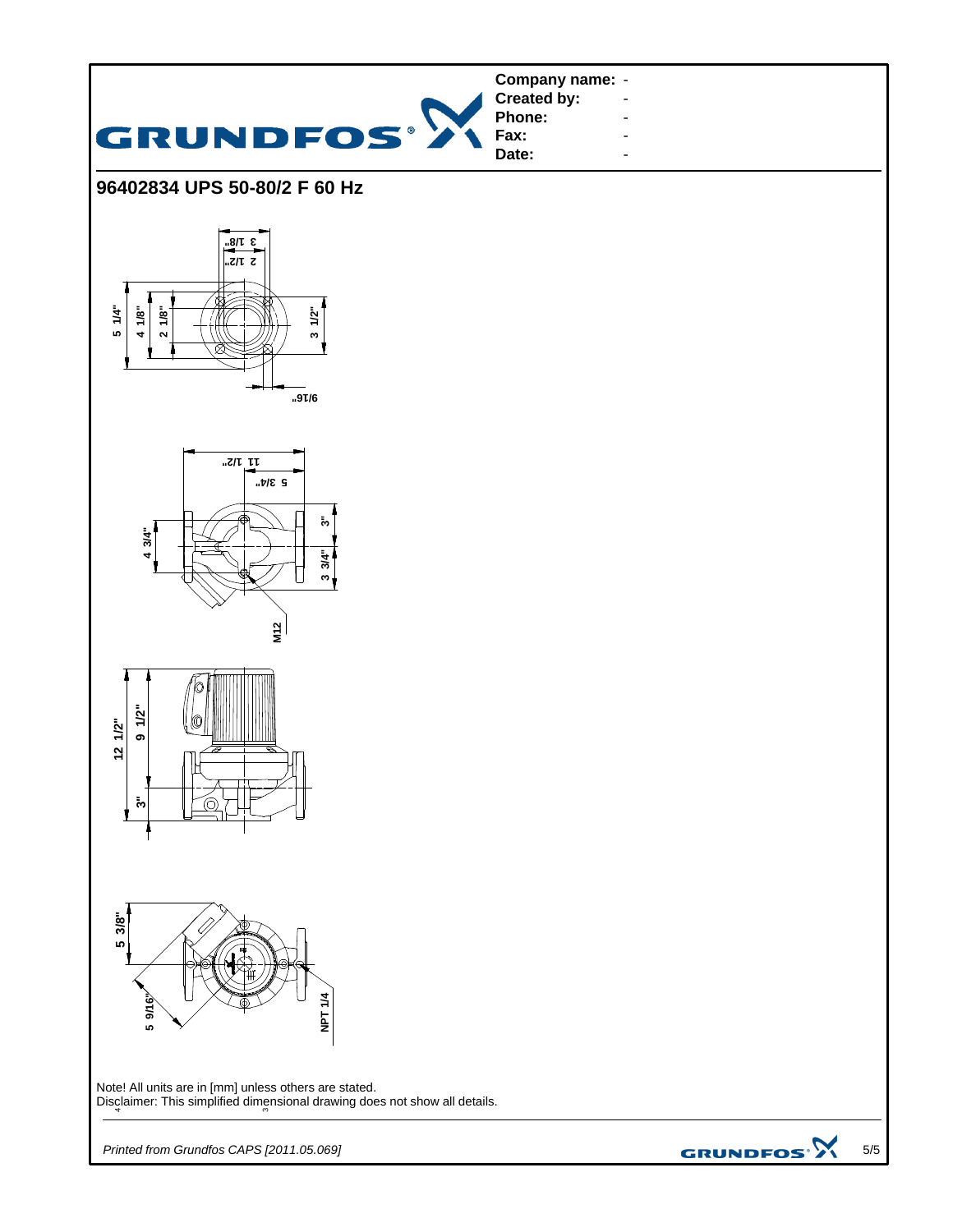**Company name:** -
**Created by:** -
**Phone:** -
**Fax:** -
**Date:** -

## 96402834 UPS 50-80/2 F 60 Hz

3 1/8"
2 1/2"
5 1/4"
4 1/8"
2 1/8"
3 1/2"
9/16"

11 1/2"
5 3/4"
4 3/4"
3"
3 3/4"
M12

12 1/2"
9 1/2"
3"

5 3/8"
5 9/16"
NPT 1/4

Note! All units are in [mm] unless others are stated.
Disclaimer: This simplified dimensional drawing does not show all details.

*Printed from Grundfos CAPS [2011.05.069]*